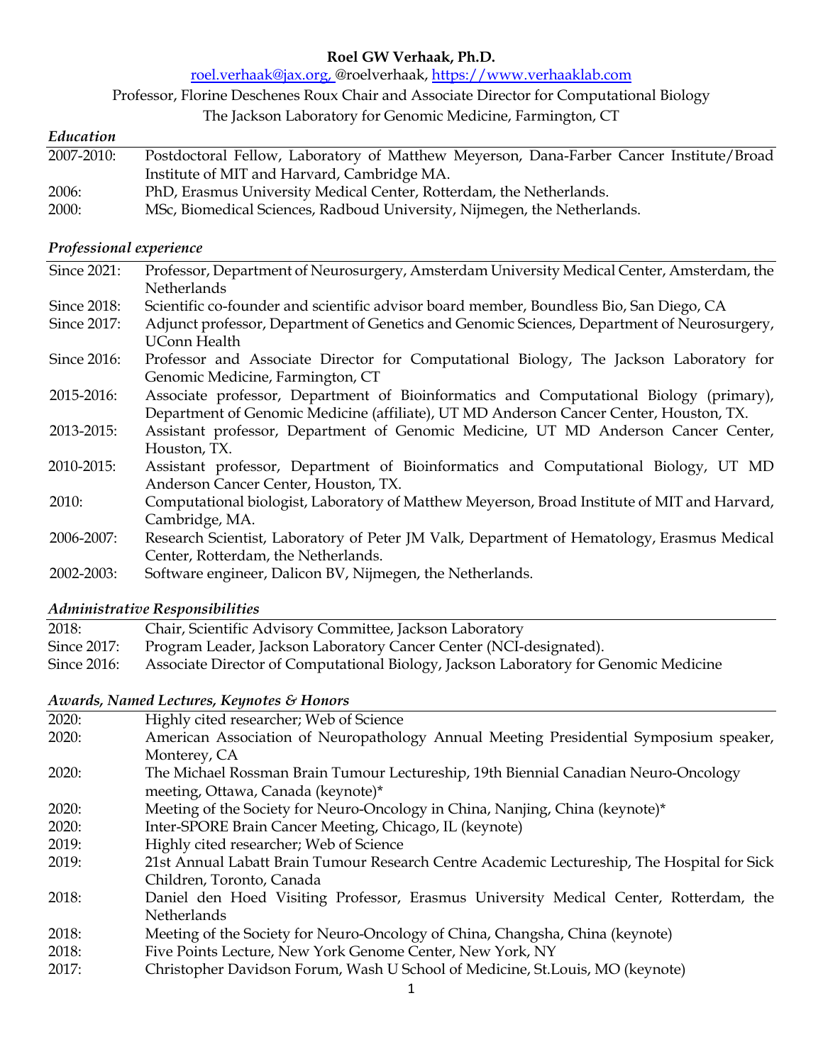# Roel GW Verhaak, Ph.D.

roel.verhaak@jax.org, @roelverhaak, https://www.verhaaklab.com

Professor, Florine Deschenes Roux Chair and Associate Director for Computational Biology

The Jackson Laboratory for Genomic Medicine, Farmington, CT

### *Education*

| | |
|---|---|
| 2007-2010: | Postdoctoral Fellow, Laboratory of Matthew Meyerson, Dana-Farber Cancer Institute/Broad Institute of MIT and Harvard, Cambridge MA. |
| 2006: | PhD, Erasmus University Medical Center, Rotterdam, the Netherlands. |
| 2000: | MSc, Biomedical Sciences, Radboud University, Nijmegen, the Netherlands. |

### *Professional experience*

| | |
|---|---|
| Since 2021: | Professor, Department of Neurosurgery, Amsterdam University Medical Center, Amsterdam, the Netherlands |
| Since 2018: | Scientific co-founder and scientific advisor board member, Boundless Bio, San Diego, CA |
| Since 2017: | Adjunct professor, Department of Genetics and Genomic Sciences, Department of Neurosurgery, UConn Health |
| Since 2016: | Professor and Associate Director for Computational Biology, The Jackson Laboratory for Genomic Medicine, Farmington, CT |
| 2015-2016: | Associate professor, Department of Bioinformatics and Computational Biology (primary), Department of Genomic Medicine (affiliate), UT MD Anderson Cancer Center, Houston, TX. |
| 2013-2015: | Assistant professor, Department of Genomic Medicine, UT MD Anderson Cancer Center, Houston, TX. |
| 2010-2015: | Assistant professor, Department of Bioinformatics and Computational Biology, UT MD Anderson Cancer Center, Houston, TX. |
| 2010: | Computational biologist, Laboratory of Matthew Meyerson, Broad Institute of MIT and Harvard, Cambridge, MA. |
| 2006-2007: | Research Scientist, Laboratory of Peter JM Valk, Department of Hematology, Erasmus Medical Center, Rotterdam, the Netherlands. |
| 2002-2003: | Software engineer, Dalicon BV, Nijmegen, the Netherlands. |

### *Administrative Responsibilities*

| | |
|---|---|
| 2018: | Chair, Scientific Advisory Committee, Jackson Laboratory |
| Since 2017: | Program Leader, Jackson Laboratory Cancer Center (NCI-designated). |
| Since 2016: | Associate Director of Computational Biology, Jackson Laboratory for Genomic Medicine |

### *Awards, Named Lectures, Keynotes & Honors*

| | |
|---|---|
| 2020: | Highly cited researcher; Web of Science |
| 2020: | American Association of Neuropathology Annual Meeting Presidential Symposium speaker, Monterey, CA |
| 2020: | The Michael Rossman Brain Tumour Lectureship, 19th Biennial Canadian Neuro-Oncology meeting, Ottawa, Canada (keynote)* |
| 2020: | Meeting of the Society for Neuro-Oncology in China, Nanjing, China (keynote)* |
| 2020: | Inter-SPORE Brain Cancer Meeting, Chicago, IL (keynote) |
| 2019: | Highly cited researcher; Web of Science |
| 2019: | 21st Annual Labatt Brain Tumour Research Centre Academic Lectureship, The Hospital for Sick Children, Toronto, Canada |
| 2018: | Daniel den Hoed Visiting Professor, Erasmus University Medical Center, Rotterdam, the Netherlands |
| 2018: | Meeting of the Society for Neuro-Oncology of China, Changsha, China (keynote) |
| 2018: | Five Points Lecture, New York Genome Center, New York, NY |
| 2017: | Christopher Davidson Forum, Wash U School of Medicine, St.Louis, MO (keynote) |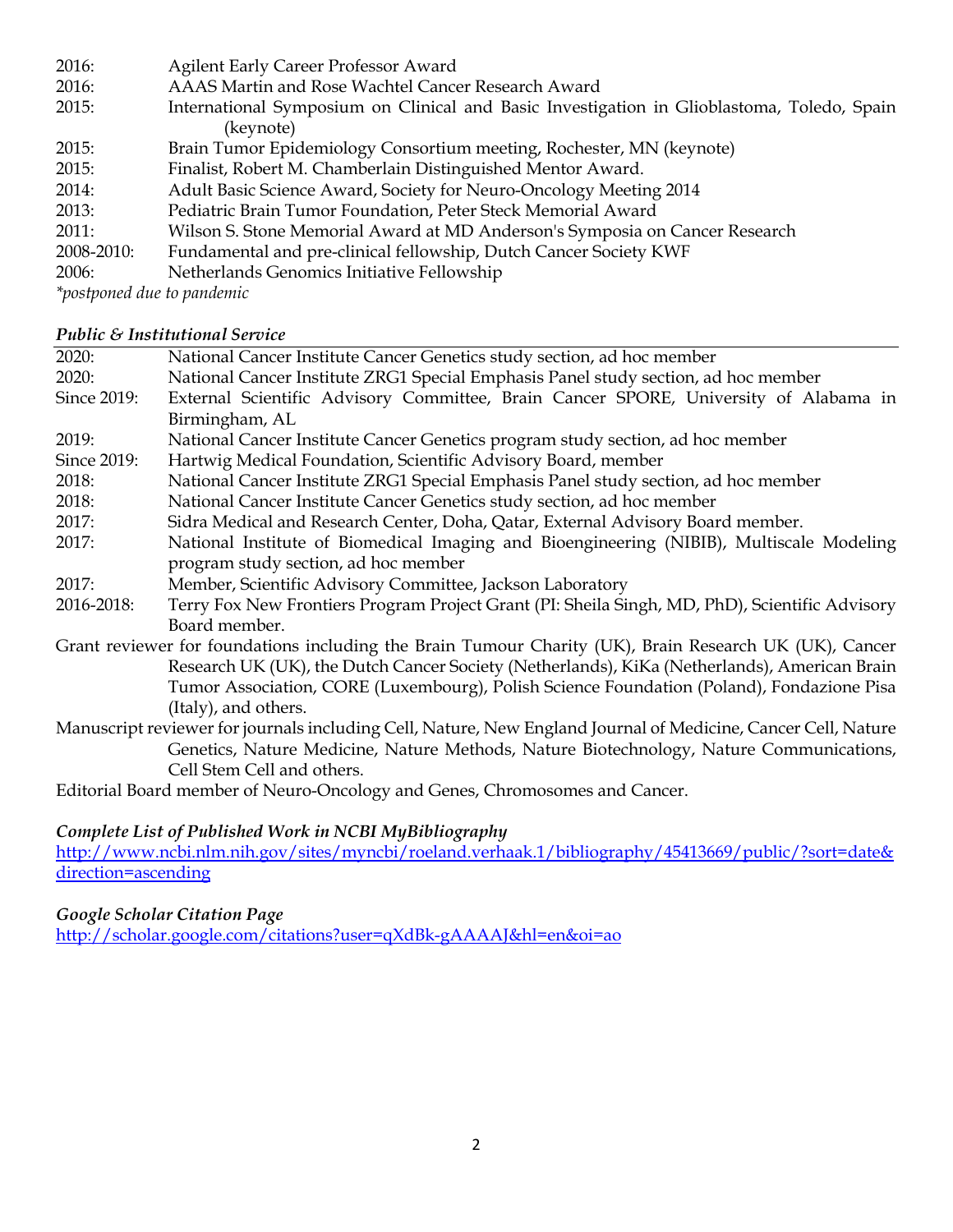| | |
|---|---|
| 2016: | Agilent Early Career Professor Award |
| 2016: | AAAS Martin and Rose Wachtel Cancer Research Award |
| 2015: | International Symposium on Clinical and Basic Investigation in Glioblastoma, Toledo, Spain (keynote) |
| 2015: | Brain Tumor Epidemiology Consortium meeting, Rochester, MN (keynote) |
| 2015: | Finalist, Robert M. Chamberlain Distinguished Mentor Award. |
| 2014: | Adult Basic Science Award, Society for Neuro-Oncology Meeting 2014 |
| 2013: | Pediatric Brain Tumor Foundation, Peter Steck Memorial Award |
| 2011: | Wilson S. Stone Memorial Award at MD Anderson's Symposia on Cancer Research |
| 2008-2010: | Fundamental and pre-clinical fellowship, Dutch Cancer Society KWF |
| 2006: | Netherlands Genomics Initiative Fellowship |

*\*postponed due to pandemic*

### *Public & Institutional Service*

| | |
|---|---|
| 2020: | National Cancer Institute Cancer Genetics study section, ad hoc member |
| 2020: | National Cancer Institute ZRG1 Special Emphasis Panel study section, ad hoc member |
| Since 2019: | External Scientific Advisory Committee, Brain Cancer SPORE, University of Alabama in Birmingham, AL |
| 2019: | National Cancer Institute Cancer Genetics program study section, ad hoc member |
| Since 2019: | Hartwig Medical Foundation, Scientific Advisory Board, member |
| 2018: | National Cancer Institute ZRG1 Special Emphasis Panel study section, ad hoc member |
| 2018: | National Cancer Institute Cancer Genetics study section, ad hoc member |
| 2017: | Sidra Medical and Research Center, Doha, Qatar, External Advisory Board member. |
| 2017: | National Institute of Biomedical Imaging and Bioengineering (NIBIB), Multiscale Modeling program study section, ad hoc member |
| 2017: | Member, Scientific Advisory Committee, Jackson Laboratory |
| 2016-2018: | Terry Fox New Frontiers Program Project Grant (PI: Sheila Singh, MD, PhD), Scientific Advisory Board member. |

Grant reviewer for foundations including the Brain Tumour Charity (UK), Brain Research UK (UK), Cancer Research UK (UK), the Dutch Cancer Society (Netherlands), KiKa (Netherlands), American Brain Tumor Association, CORE (Luxembourg), Polish Science Foundation (Poland), Fondazione Pisa (Italy), and others.

Manuscript reviewer for journals including Cell, Nature, New England Journal of Medicine, Cancer Cell, Nature Genetics, Nature Medicine, Nature Methods, Nature Biotechnology, Nature Communications, Cell Stem Cell and others.

Editorial Board member of Neuro-Oncology and Genes, Chromosomes and Cancer.

### *Complete List of Published Work in NCBI MyBibliography*

http://www.ncbi.nlm.nih.gov/sites/myncbi/roeland.verhaak.1/bibliography/45413669/public/?sort=date&direction=ascending

### *Google Scholar Citation Page*

http://scholar.google.com/citations?user=qXdBk-gAAAAJ&hl=en&oi=ao